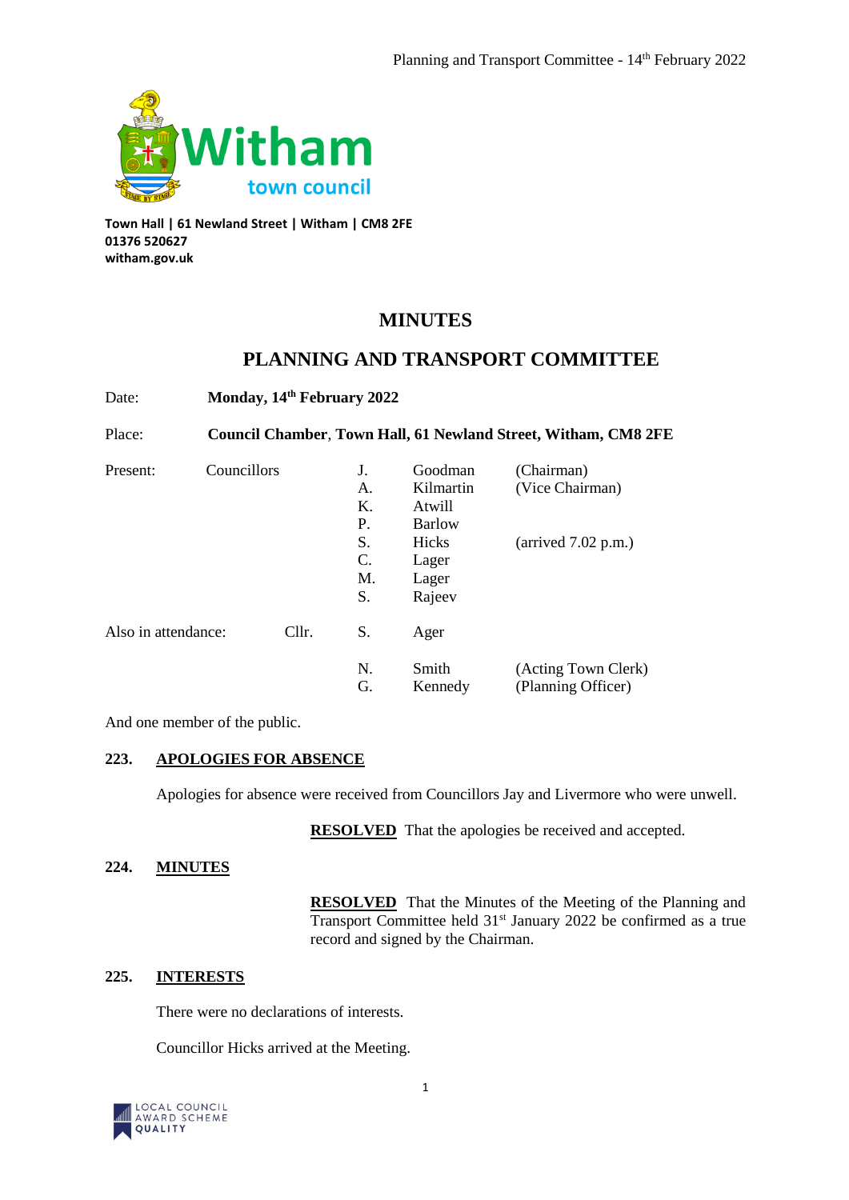Witham town council

**Town Hall | 61 Newland Street | Witham | CM8 2FE**
**01376 520627**
**witham.gov.uk**

# MINUTES

# PLANNING AND TRANSPORT COMMITTEE

Date: **Monday, 14th February 2022**

Place: **Council Chamber, Town Hall, 61 Newland Street, Witham, CM8 2FE**

| Present: | Councillors | J. | Goodman | (Chairman) |
|---|---|---|---|---|
| | | A. | Kilmartin | (Vice Chairman) |
| | | K. | Atwill | |
| | | P. | Barlow | |
| | | S. | Hicks | (arrived 7.02 p.m.) |
| | | C. | Lager | |
| | | M. | Lager | |
| | | S. | Rajeev | |
| Also in attendance: | Cllr. | S. | Ager | |
| | | N. | Smith | (Acting Town Clerk) |
| | | G. | Kennedy | (Planning Officer) |

And one member of the public.

## 223. APOLOGIES FOR ABSENCE

Apologies for absence were received from Councillors Jay and Livermore who were unwell.

**RESOLVED** That the apologies be received and accepted.

## 224. MINUTES

**RESOLVED** That the Minutes of the Meeting of the Planning and Transport Committee held 31st January 2022 be confirmed as a true record and signed by the Chairman.

## 225. INTERESTS

There were no declarations of interests.

Councillor Hicks arrived at the Meeting.

LOCAL COUNCIL AWARD SCHEME QUALITY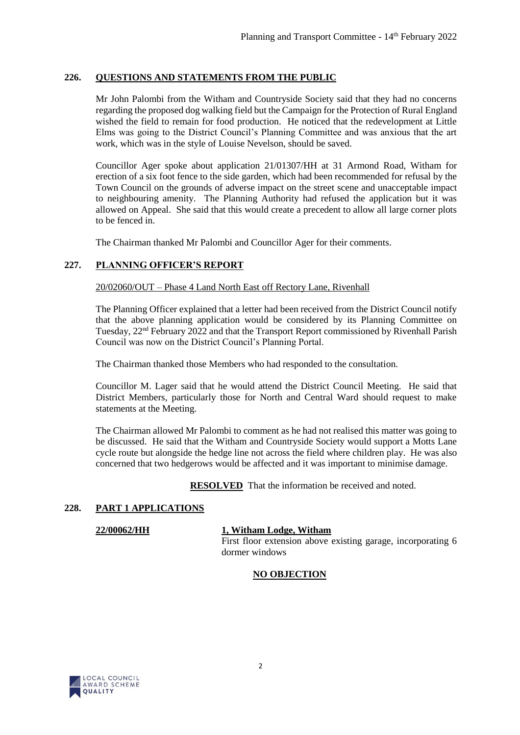## 226. QUESTIONS AND STATEMENTS FROM THE PUBLIC

Mr John Palombi from the Witham and Countryside Society said that they had no concerns regarding the proposed dog walking field but the Campaign for the Protection of Rural England wished the field to remain for food production. He noticed that the redevelopment at Little Elms was going to the District Council's Planning Committee and was anxious that the art work, which was in the style of Louise Nevelson, should be saved.

Councillor Ager spoke about application 21/01307/HH at 31 Armond Road, Witham for erection of a six foot fence to the side garden, which had been recommended for refusal by the Town Council on the grounds of adverse impact on the street scene and unacceptable impact to neighbouring amenity. The Planning Authority had refused the application but it was allowed on Appeal. She said that this would create a precedent to allow all large corner plots to be fenced in.

The Chairman thanked Mr Palombi and Councillor Ager for their comments.

## 227. PLANNING OFFICER'S REPORT

20/02060/OUT – Phase 4 Land North East off Rectory Lane, Rivenhall

The Planning Officer explained that a letter had been received from the District Council notify that the above planning application would be considered by its Planning Committee on Tuesday, 22nd February 2022 and that the Transport Report commissioned by Rivenhall Parish Council was now on the District Council's Planning Portal.

The Chairman thanked those Members who had responded to the consultation.

Councillor M. Lager said that he would attend the District Council Meeting. He said that District Members, particularly those for North and Central Ward should request to make statements at the Meeting.

The Chairman allowed Mr Palombi to comment as he had not realised this matter was going to be discussed. He said that the Witham and Countryside Society would support a Motts Lane cycle route but alongside the hedge line not across the field where children play. He was also concerned that two hedgerows would be affected and it was important to minimise damage.

**RESOLVED** That the information be received and noted.

## 228. PART 1 APPLICATIONS

**22/00062/HH** — **1, Witham Lodge, Witham**

First floor extension above existing garage, incorporating 6 dormer windows

**NO OBJECTION**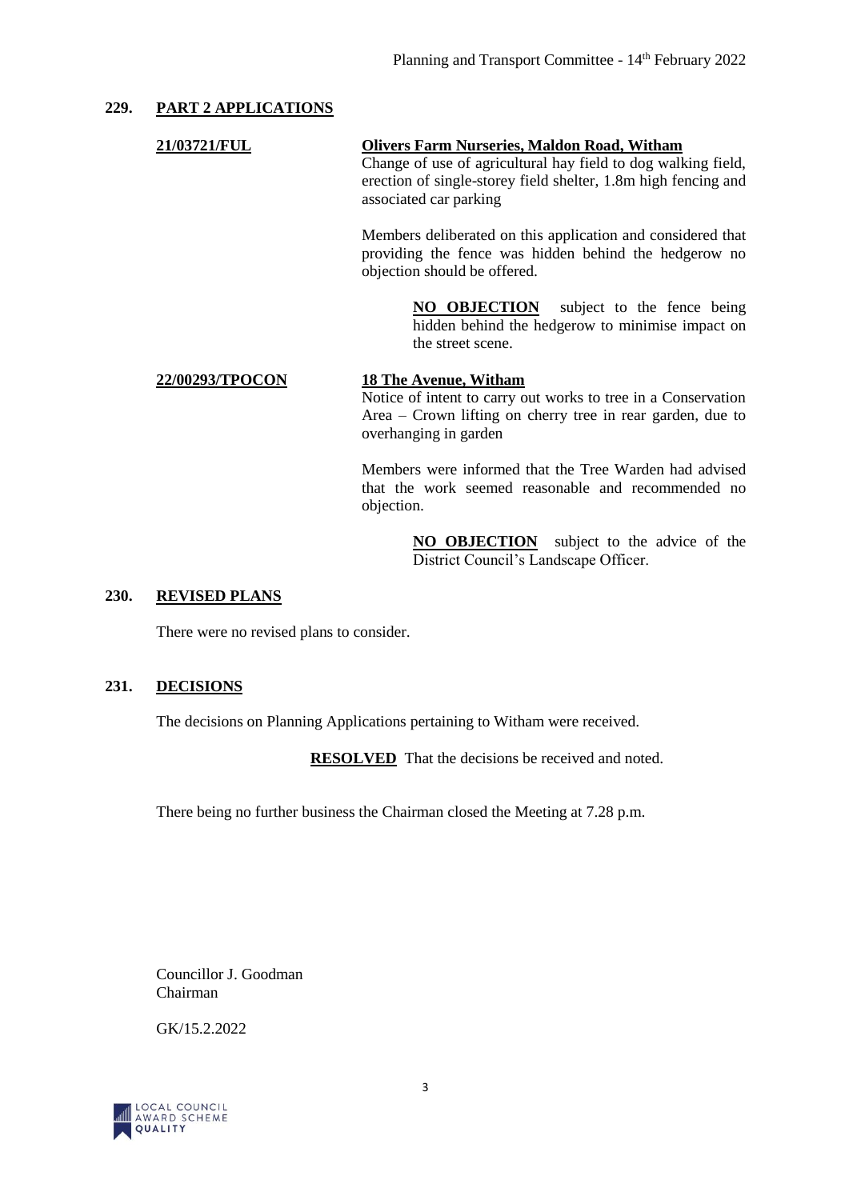## 229. PART 2 APPLICATIONS

**21/03721/FUL** — **Olivers Farm Nurseries, Maldon Road, Witham**

Change of use of agricultural hay field to dog walking field, erection of single-storey field shelter, 1.8m high fencing and associated car parking

Members deliberated on this application and considered that providing the fence was hidden behind the hedgerow no objection should be offered.

> **NO OBJECTION** subject to the fence being hidden behind the hedgerow to minimise impact on the street scene.

**22/00293/TPOCON** — **18 The Avenue, Witham**

Notice of intent to carry out works to tree in a Conservation Area – Crown lifting on cherry tree in rear garden, due to overhanging in garden

Members were informed that the Tree Warden had advised that the work seemed reasonable and recommended no objection.

> **NO OBJECTION** subject to the advice of the District Council's Landscape Officer.

## 230. REVISED PLANS

There were no revised plans to consider.

## 231. DECISIONS

The decisions on Planning Applications pertaining to Witham were received.

> **RESOLVED** That the decisions be received and noted.

There being no further business the Chairman closed the Meeting at 7.28 p.m.

Councillor J. Goodman
Chairman

GK/15.2.2022